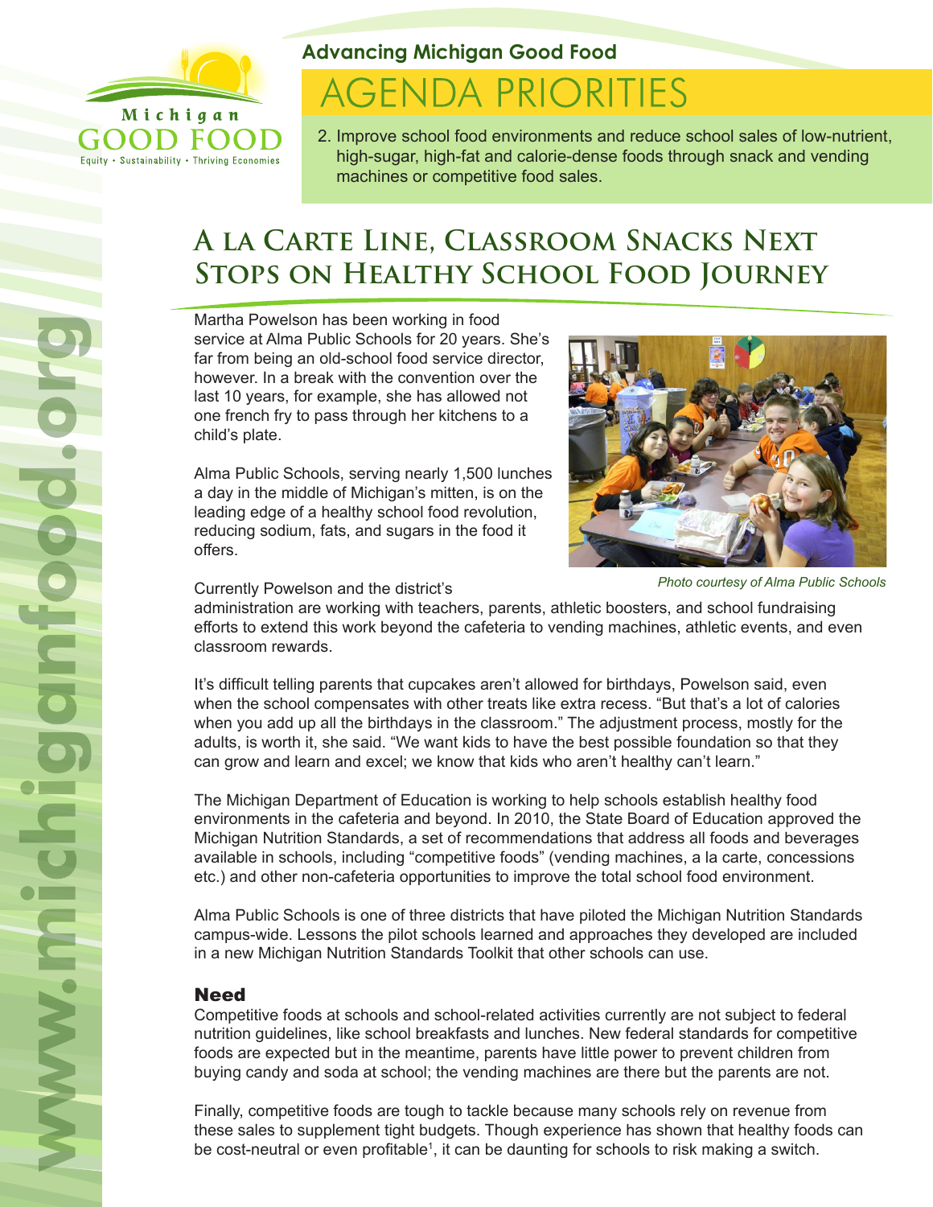Michigan GOOD FOOD

Equity • Sustainability • Thriving Economies

## Advancing Michigan Good Food

# AGENDA PRIORITIES

2. Improve school food environments and reduce school sales of low-nutrient, high-sugar, high-fat and calorie-dense foods through snack and vending machines or competitive food sales.

## A la Carte Line, Classroom Snacks Next Stops on Healthy School Food Journey

Martha Powelson has been working in food service at Alma Public Schools for 20 years. She's far from being an old-school food service director, however. In a break with the convention over the last 10 years, for example, she has allowed not one french fry to pass through her kitchens to a child's plate.

Alma Public Schools, serving nearly 1,500 lunches a day in the middle of Michigan's mitten, is on the leading edge of a healthy school food revolution, reducing sodium, fats, and sugars in the food it offers.

*Photo courtesy of Alma Public Schools*

Currently Powelson and the district's administration are working with teachers, parents, athletic boosters, and school fundraising efforts to extend this work beyond the cafeteria to vending machines, athletic events, and even classroom rewards.

It's difficult telling parents that cupcakes aren't allowed for birthdays, Powelson said, even when the school compensates with other treats like extra recess. "But that's a lot of calories when you add up all the birthdays in the classroom." The adjustment process, mostly for the adults, is worth it, she said. "We want kids to have the best possible foundation so that they can grow and learn and excel; we know that kids who aren't healthy can't learn."

The Michigan Department of Education is working to help schools establish healthy food environments in the cafeteria and beyond. In 2010, the State Board of Education approved the Michigan Nutrition Standards, a set of recommendations that address all foods and beverages available in schools, including "competitive foods" (vending machines, a la carte, concessions etc.) and other non-cafeteria opportunities to improve the total school food environment.

Alma Public Schools is one of three districts that have piloted the Michigan Nutrition Standards campus-wide. Lessons the pilot schools learned and approaches they developed are included in a new Michigan Nutrition Standards Toolkit that other schools can use.

### Need

Competitive foods at schools and school-related activities currently are not subject to federal nutrition guidelines, like school breakfasts and lunches. New federal standards for competitive foods are expected but in the meantime, parents have little power to prevent children from buying candy and soda at school; the vending machines are there but the parents are not.

Finally, competitive foods are tough to tackle because many schools rely on revenue from these sales to supplement tight budgets. Though experience has shown that healthy foods can be cost-neutral or even profitable[1], it can be daunting for schools to risk making a switch.

www.michiganfood.org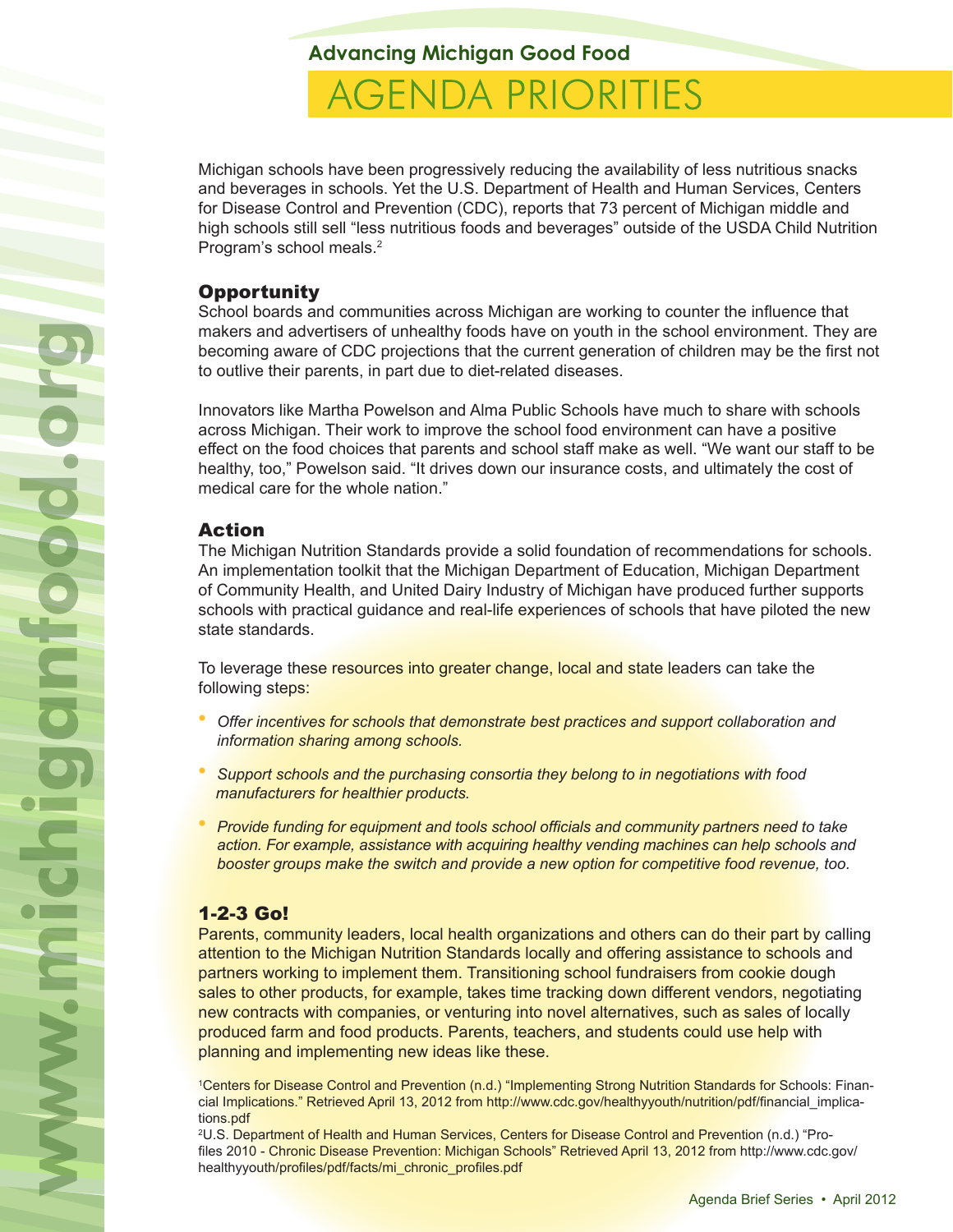## Advancing Michigan Good Food

# AGENDA PRIORITIES

Michigan schools have been progressively reducing the availability of less nutritious snacks and beverages in schools. Yet the U.S. Department of Health and Human Services, Centers for Disease Control and Prevention (CDC), reports that 73 percent of Michigan middle and high schools still sell "less nutritious foods and beverages" outside of the USDA Child Nutrition Program's school meals.[2]

### Opportunity

School boards and communities across Michigan are working to counter the influence that makers and advertisers of unhealthy foods have on youth in the school environment. They are becoming aware of CDC projections that the current generation of children may be the first not to outlive their parents, in part due to diet-related diseases.

Innovators like Martha Powelson and Alma Public Schools have much to share with schools across Michigan. Their work to improve the school food environment can have a positive effect on the food choices that parents and school staff make as well. "We want our staff to be healthy, too," Powelson said. "It drives down our insurance costs, and ultimately the cost of medical care for the whole nation."

### Action

The Michigan Nutrition Standards provide a solid foundation of recommendations for schools. An implementation toolkit that the Michigan Department of Education, Michigan Department of Community Health, and United Dairy Industry of Michigan have produced further supports schools with practical guidance and real-life experiences of schools that have piloted the new state standards.

To leverage these resources into greater change, local and state leaders can take the following steps:

- *Offer incentives for schools that demonstrate best practices and support collaboration and information sharing among schools.*
- *Support schools and the purchasing consortia they belong to in negotiations with food manufacturers for healthier products.*
- *Provide funding for equipment and tools school officials and community partners need to take action. For example, assistance with acquiring healthy vending machines can help schools and booster groups make the switch and provide a new option for competitive food revenue, too.*

### 1-2-3 Go!

Parents, community leaders, local health organizations and others can do their part by calling attention to the Michigan Nutrition Standards locally and offering assistance to schools and partners working to implement them. Transitioning school fundraisers from cookie dough sales to other products, for example, takes time tracking down different vendors, negotiating new contracts with companies, or venturing into novel alternatives, such as sales of locally produced farm and food products. Parents, teachers, and students could use help with planning and implementing new ideas like these.

[1]Centers for Disease Control and Prevention (n.d.) "Implementing Strong Nutrition Standards for Schools: Financial Implications." Retrieved April 13, 2012 from http://www.cdc.gov/healthyyouth/nutrition/pdf/financial_implications.pdf

[2]U.S. Department of Health and Human Services, Centers for Disease Control and Prevention (n.d.) "Profiles 2010 - Chronic Disease Prevention: Michigan Schools" Retrieved April 13, 2012 from http://www.cdc.gov/healthyyouth/profiles/pdf/facts/mi_chronic_profiles.pdf